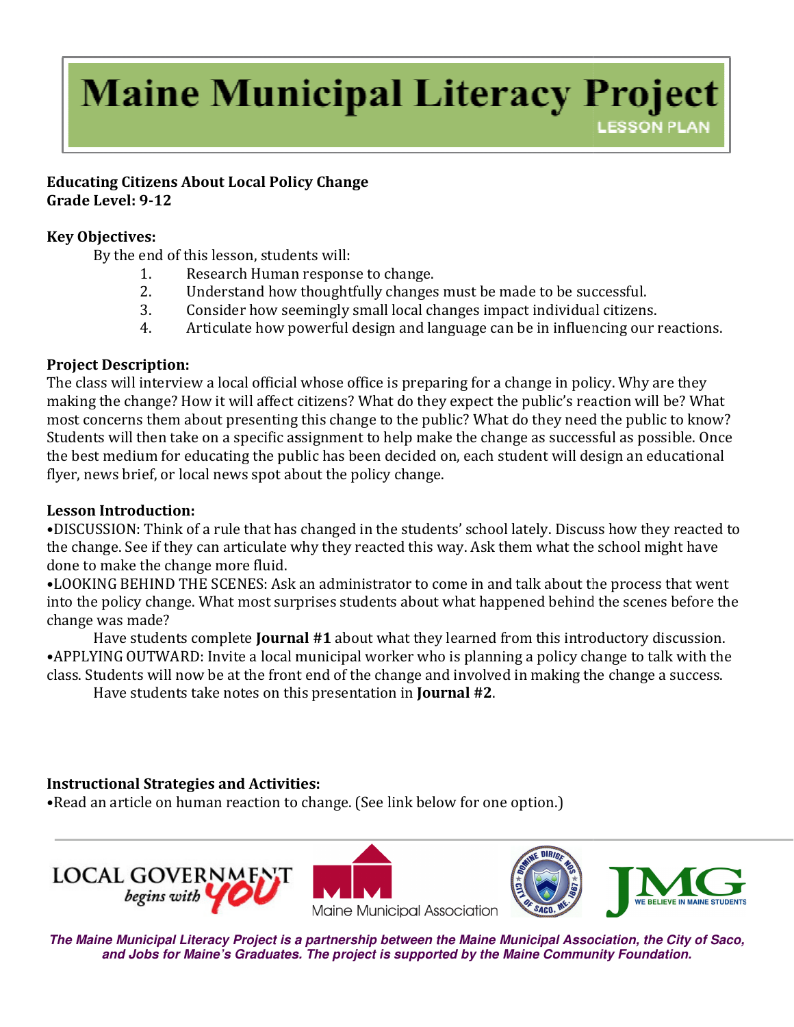# Maine Municipal Literacy Project

LESSON PLAN

**Educating Citizens About Local Policy Change**
**Grade Level: 9-12**

**Key Objectives:**

By the end of this lesson, students will:

1. Research Human response to change.
2. Understand how thoughtfully changes must be made to be successful.
3. Consider how seemingly small local changes impact individual citizens.
4. Articulate how powerful design and language can be in influencing our reactions.

**Project Description:**

The class will interview a local official whose office is preparing for a change in policy. Why are they making the change? How it will affect citizens? What do they expect the public's reaction will be? What most concerns them about presenting this change to the public? What do they need the public to know? Students will then take on a specific assignment to help make the change as successful as possible. Once the best medium for educating the public has been decided on, each student will design an educational flyer, news brief, or local news spot about the policy change.

**Lesson Introduction:**

•DISCUSSION: Think of a rule that has changed in the students' school lately. Discuss how they reacted to the change. See if they can articulate why they reacted this way. Ask them what the school might have done to make the change more fluid.

•LOOKING BEHIND THE SCENES: Ask an administrator to come in and talk about the process that went into the policy change. What most surprises students about what happened behind the scenes before the change was made?

Have students complete **Journal #1** about what they learned from this introductory discussion.

•APPLYING OUTWARD: Invite a local municipal worker who is planning a policy change to talk with the class. Students will now be at the front end of the change and involved in making the change a success.

Have students take notes on this presentation in **Journal #2**.

**Instructional Strategies and Activities:**

•Read an article on human reaction to change. (See link below for one option.)

***The Maine Municipal Literacy Project is a partnership between the Maine Municipal Association, the City of Saco, and Jobs for Maine's Graduates. The project is supported by the Maine Community Foundation.***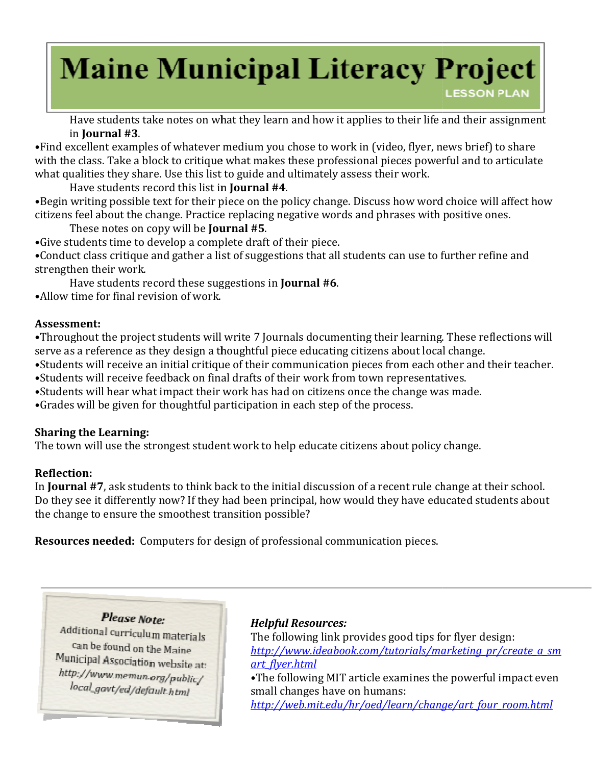Have students take notes on what they learn and how it applies to their life and their assignment in **Journal #3**.

•Find excellent examples of whatever medium you chose to work in (video, flyer, news brief) to share with the class. Take a block to critique what makes these professional pieces powerful and to articulate what qualities they share. Use this list to guide and ultimately assess their work.

Have students record this list in **Journal #4**.

•Begin writing possible text for their piece on the policy change. Discuss how word choice will affect how citizens feel about the change. Practice replacing negative words and phrases with positive ones.

These notes on copy will be **Journal #5**.

•Give students time to develop a complete draft of their piece.

•Conduct class critique and gather a list of suggestions that all students can use to further refine and strengthen their work.

Have students record these suggestions in **Journal #6**.

•Allow time for final revision of work.

**Assessment:**

•Throughout the project students will write 7 Journals documenting their learning. These reflections will serve as a reference as they design a thoughtful piece educating citizens about local change.

•Students will receive an initial critique of their communication pieces from each other and their teacher.

•Students will receive feedback on final drafts of their work from town representatives.

•Students will hear what impact their work has had on citizens once the change was made.

•Grades will be given for thoughtful participation in each step of the process.

**Sharing the Learning:**

The town will use the strongest student work to help educate citizens about policy change.

**Reflection:**

In **Journal #7**, ask students to think back to the initial discussion of a recent rule change at their school. Do they see it differently now? If they had been principal, how would they have educated students about the change to ensure the smoothest transition possible?

**Resources needed:** Computers for design of professional communication pieces.

***Please Note:***
Additional curriculum materials can be found on the Maine Municipal Association website at: *http://www.memun.org/public/local_govt/ed/default.html*

***Helpful Resources:***

The following link provides good tips for flyer design: *http://www.ideabook.com/tutorials/marketing_pr/create_a_smart_flyer.html*

•The following MIT article examines the powerful impact even small changes have on humans: *http://web.mit.edu/hr/oed/learn/change/art_four_room.html*